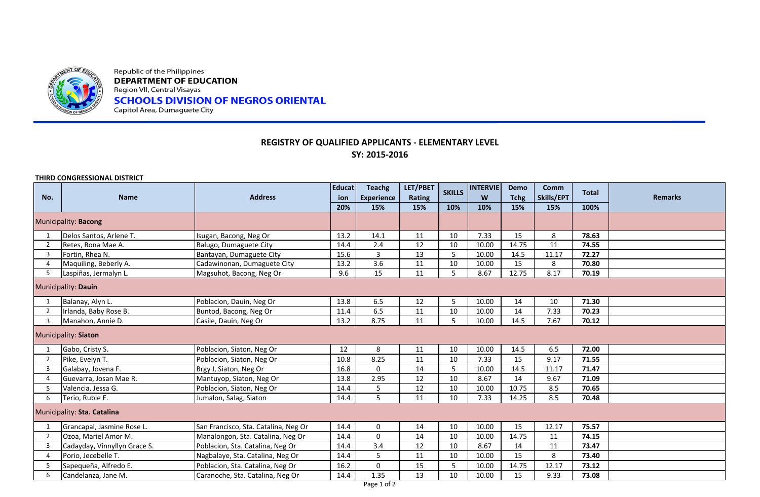Republic of the Philippines
**DEPARTMENT OF EDUCATION**
Region VII, Central Visayas
**SCHOOLS DIVISION OF NEGROS ORIENTAL**
Capitol Area, Dumaguete City

## REGISTRY OF QUALIFIED APPLICANTS - ELEMENTARY LEVEL
## SY: 2015-2016

**THIRD CONGRESSIONAL DISTRICT**

| No. | Name | Address | Education | Teachg Experience | LET/PBET Rating | SKILLS | INTERVIEW | Demo Tchg | Comm Skills/EPT | Total | Remarks |
|---|---|---|---|---|---|---|---|---|---|---|---|
| | | | 20% | 15% | 15% | 10% | 10% | 15% | 15% | 100% | |
| Municipality: **Bacong** | | | | | | | | | | | |
| 1 | Delos Santos, Arlene T. | Isugan, Bacong, Neg Or | 13.2 | 14.1 | 11 | 10 | 7.33 | 15 | 8 | **78.63** | |
| 2 | Retes, Rona Mae A. | Balugo, Dumaguete City | 14.4 | 2.4 | 12 | 10 | 10.00 | 14.75 | 11 | **74.55** | |
| 3 | Fortin, Rhea N. | Bantayan, Dumaguete City | 15.6 | 3 | 13 | 5 | 10.00 | 14.5 | 11.17 | **72.27** | |
| 4 | Maquiling, Beberly A. | Cadawinonan, Dumaguete City | 13.2 | 3.6 | 11 | 10 | 10.00 | 15 | 8 | **70.80** | |
| 5 | Laspiñas, Jermalyn L. | Magsuhot, Bacong, Neg Or | 9.6 | 15 | 11 | 5 | 8.67 | 12.75 | 8.17 | **70.19** | |
| Municipality: **Dauin** | | | | | | | | | | | |
| 1 | Balanay, Alyn L. | Poblacion, Dauin, Neg Or | 13.8 | 6.5 | 12 | 5 | 10.00 | 14 | 10 | **71.30** | |
| 2 | Irlanda, Baby Rose B. | Buntod, Bacong, Neg Or | 11.4 | 6.5 | 11 | 10 | 10.00 | 14 | 7.33 | **70.23** | |
| 3 | Manahon, Annie D. | Casile, Dauin, Neg Or | 13.2 | 8.75 | 11 | 5 | 10.00 | 14.5 | 7.67 | **70.12** | |
| Municipality: **Siaton** | | | | | | | | | | | |
| 1 | Gabo, Cristy S. | Poblacion, Siaton, Neg Or | 12 | 8 | 11 | 10 | 10.00 | 14.5 | 6.5 | **72.00** | |
| 2 | Pike, Evelyn T. | Poblacion, Siaton, Neg Or | 10.8 | 8.25 | 11 | 10 | 7.33 | 15 | 9.17 | **71.55** | |
| 3 | Galabay, Jovena F. | Brgy I, Siaton, Neg Or | 16.8 | 0 | 14 | 5 | 10.00 | 14.5 | 11.17 | **71.47** | |
| 4 | Guevarra, Josan Mae R. | Mantuyop, Siaton, Neg Or | 13.8 | 2.95 | 12 | 10 | 8.67 | 14 | 9.67 | **71.09** | |
| 5 | Valencia, Jessa G. | Poblacion, Siaton, Neg Or | 14.4 | 5 | 12 | 10 | 10.00 | 10.75 | 8.5 | **70.65** | |
| 6 | Terio, Rubie E. | Jumalon, Salag, Siaton | 14.4 | 5 | 11 | 10 | 7.33 | 14.25 | 8.5 | **70.48** | |
| Municipality: **Sta. Catalina** | | | | | | | | | | | |
| 1 | Grancapal, Jasmine Rose L. | San Francisco, Sta. Catalina, Neg Or | 14.4 | 0 | 14 | 10 | 10.00 | 15 | 12.17 | **75.57** | |
| 2 | Ozoa, Mariel Amor M. | Manalongon, Sta. Catalina, Neg Or | 14.4 | 0 | 14 | 10 | 10.00 | 14.75 | 11 | **74.15** | |
| 3 | Cadayday, Vinnyllyn Grace S. | Poblacion, Sta. Catalina, Neg Or | 14.4 | 3.4 | 12 | 10 | 8.67 | 14 | 11 | **73.47** | |
| 4 | Porio, Jecebelle T. | Nagbalaye, Sta. Catalina, Neg Or | 14.4 | 5 | 11 | 10 | 10.00 | 15 | 8 | **73.40** | |
| 5 | Sapequeña, Alfredo E. | Poblacion, Sta. Catalina, Neg Or | 16.2 | 0 | 15 | 5 | 10.00 | 14.75 | 12.17 | **73.12** | |
| 6 | Candelanza, Jane M. | Caranoche, Sta. Catalina, Neg Or | 14.4 | 1.35 | 13 | 10 | 10.00 | 15 | 9.33 | **73.08** | |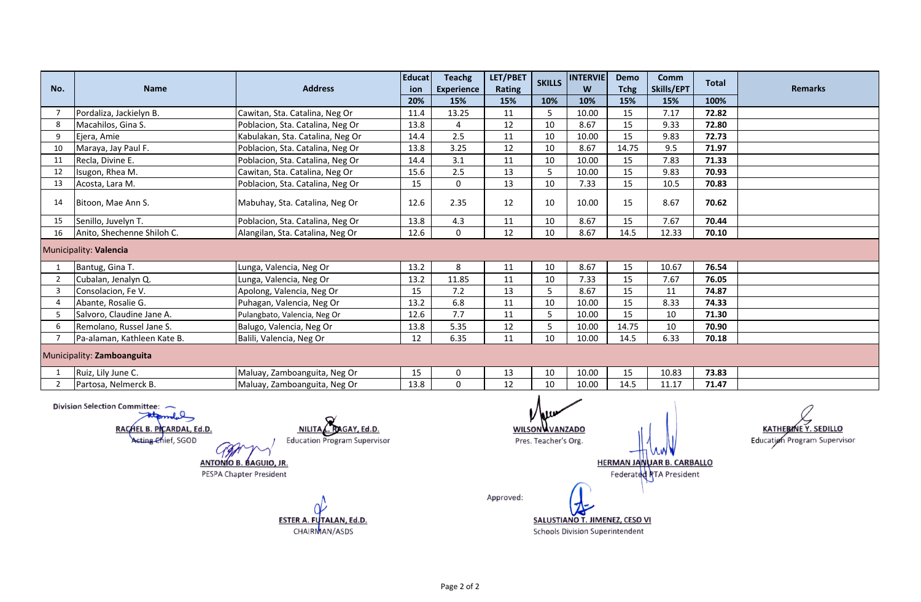| No. | Name | Address | Education | Teachg Experience | LET/PBET Rating | SKILLS | INTERVIEW | Demo Tchg | Comm Skills/EPT | Total | Remarks |
|---|---|---|---|---|---|---|---|---|---|---|---|
| | | | 20% | 15% | 15% | 10% | 10% | 15% | 15% | 100% | |
| 7 | Pordaliza, Jackielyn B. | Cawitan, Sta. Catalina, Neg Or | 11.4 | 13.25 | 11 | 5 | 10.00 | 15 | 7.17 | **72.82** | |
| 8 | Macahilos, Gina S. | Poblacion, Sta. Catalina, Neg Or | 13.8 | 4 | 12 | 10 | 8.67 | 15 | 9.33 | **72.80** | |
| 9 | Ejera, Amie | Kabulakan, Sta. Catalina, Neg Or | 14.4 | 2.5 | 11 | 10 | 10.00 | 15 | 9.83 | **72.73** | |
| 10 | Maraya, Jay Paul F. | Poblacion, Sta. Catalina, Neg Or | 13.8 | 3.25 | 12 | 10 | 8.67 | 14.75 | 9.5 | **71.97** | |
| 11 | Recla, Divine E. | Poblacion, Sta. Catalina, Neg Or | 14.4 | 3.1 | 11 | 10 | 10.00 | 15 | 7.83 | **71.33** | |
| 12 | Isugon, Rhea M. | Cawitan, Sta. Catalina, Neg Or | 15.6 | 2.5 | 13 | 5 | 10.00 | 15 | 9.83 | **70.93** | |
| 13 | Acosta, Lara M. | Poblacion, Sta. Catalina, Neg Or | 15 | 0 | 13 | 10 | 7.33 | 15 | 10.5 | **70.83** | |
| 14 | Bitoon, Mae Ann S. | Mabuhay, Sta. Catalina, Neg Or | 12.6 | 2.35 | 12 | 10 | 10.00 | 15 | 8.67 | **70.62** | |
| 15 | Senillo, Juvelyn T. | Poblacion, Sta. Catalina, Neg Or | 13.8 | 4.3 | 11 | 10 | 8.67 | 15 | 7.67 | **70.44** | |
| 16 | Anito, Shechenne Shiloh C. | Alangilan, Sta. Catalina, Neg Or | 12.6 | 0 | 12 | 10 | 8.67 | 14.5 | 12.33 | **70.10** | |
| Municipality: **Valencia** | | | | | | | | | | | |
| 1 | Bantug, Gina T. | Lunga, Valencia, Neg Or | 13.2 | 8 | 11 | 10 | 8.67 | 15 | 10.67 | **76.54** | |
| 2 | Cubalan, Jenalyn Q. | Lunga, Valencia, Neg Or | 13.2 | 11.85 | 11 | 10 | 7.33 | 15 | 7.67 | **76.05** | |
| 3 | Consolacion, Fe V. | Apolong, Valencia, Neg Or | 15 | 7.2 | 13 | 5 | 8.67 | 15 | 11 | **74.87** | |
| 4 | Abante, Rosalie G. | Puhagan, Valencia, Neg Or | 13.2 | 6.8 | 11 | 10 | 10.00 | 15 | 8.33 | **74.33** | |
| 5 | Salvoro, Claudine Jane A. | Pulangbato, Valencia, Neg Or | 12.6 | 7.7 | 11 | 5 | 10.00 | 15 | 10 | **71.30** | |
| 6 | Remolano, Russel Jane S. | Balugo, Valencia, Neg Or | 13.8 | 5.35 | 12 | 5 | 10.00 | 14.75 | 10 | **70.90** | |
| 7 | Pa-alaman, Kathleen Kate B. | Balili, Valencia, Neg Or | 12 | 6.35 | 11 | 10 | 10.00 | 14.5 | 6.33 | **70.18** | |
| Municipality: **Zamboanguita** | | | | | | | | | | | |
| 1 | Ruiz, Lily June C. | Maluay, Zamboanguita, Neg Or | 15 | 0 | 13 | 10 | 10.00 | 15 | 10.83 | **73.83** | |
| 2 | Partosa, Nelmerck B. | Maluay, Zamboanguita, Neg Or | 13.8 | 0 | 12 | 10 | 10.00 | 14.5 | 11.17 | **71.47** | |

Division Selection Committee:

**RACHEL B. PICARDAL, Ed.D.**
Acting Chief, SGOD

**NILITA L. RAGAY, Ed.D.**
Education Program Supervisor

**ANTONIO B. BAGUIO, JR.**
PESPA Chapter President

**WILSON AVANZADO**
Pres. Teacher's Org.

**HERMAN JANUAR B. CARBALLO**
Federated PTA President

**KATHERINE Y. SEDILLO**
Education Program Supervisor

**ESTER A. FUTALAN, Ed.D.**
CHAIRMAN/ASDS

Approved:

**SALUSTIANO T. JIMENEZ, CESO VI**
Schools Division Superintendent